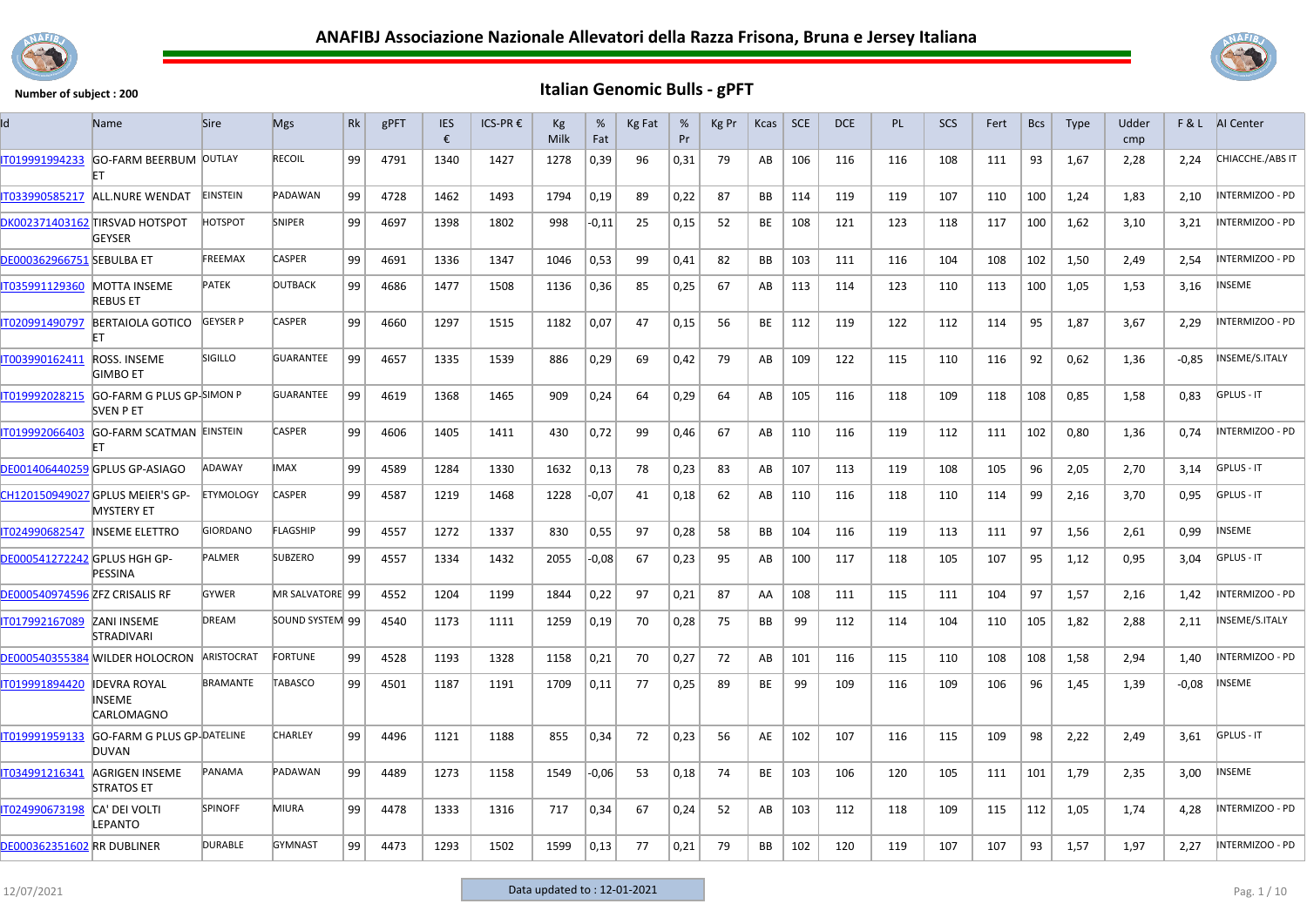# ANAFIBJ Associazione Nazionale Allevatori della Razza Frisona, Bruna e Jersey Italiana

**Number of subject : 200**

## Italian Genomic Bulls - gPFT

| Id | Name | Sire | Mgs | Rk | gPFT | IES € | ICS-PR € | Kg Milk | % Fat | Kg Fat | % Pr | Kg Pr | Kcas | SCE | DCE | PL | SCS | Fert | Bcs | Type | Udder cmp | F & L | AI Center |
|---|---|---|---|---|---|---|---|---|---|---|---|---|---|---|---|---|---|---|---|---|---|---|---|
| IT019991994233 | GO-FARM BEERBUM ET | OUTLAY | RECOIL | 99 | 4791 | 1340 | 1427 | 1278 | 0,39 | 96 | 0,31 | 79 | AB | 106 | 116 | 116 | 108 | 111 | 93 | 1,67 | 2,28 | 2,24 | CHIACCHE./ABS IT |
| IT033990585217 | ALL.NURE WENDAT | EINSTEIN | PADAWAN | 99 | 4728 | 1462 | 1493 | 1794 | 0,19 | 89 | 0,22 | 87 | BB | 114 | 119 | 119 | 107 | 110 | 100 | 1,24 | 1,83 | 2,10 | INTERMIZOO - PD |
| DK002371403162 | TIRSVAD HOTSPOT GEYSER | HOTSPOT | SNIPER | 99 | 4697 | 1398 | 1802 | 998 | -0,11 | 25 | 0,15 | 52 | BE | 108 | 121 | 123 | 118 | 117 | 100 | 1,62 | 3,10 | 3,21 | INTERMIZOO - PD |
| DE000362966751 | SEBULBA ET | FREEMAX | CASPER | 99 | 4691 | 1336 | 1347 | 1046 | 0,53 | 99 | 0,41 | 82 | BB | 103 | 111 | 116 | 104 | 108 | 102 | 1,50 | 2,49 | 2,54 | INTERMIZOO - PD |
| IT035991129360 | MOTTA INSEME REBUS ET | PATEK | OUTBACK | 99 | 4686 | 1477 | 1508 | 1136 | 0,36 | 85 | 0,25 | 67 | AB | 113 | 114 | 123 | 110 | 113 | 100 | 1,05 | 1,53 | 3,16 | INSEME |
| IT020991490797 | BERTAIOLA GOTICO ET | GEYSER P | CASPER | 99 | 4660 | 1297 | 1515 | 1182 | 0,07 | 47 | 0,15 | 56 | BE | 112 | 119 | 122 | 112 | 114 | 95 | 1,87 | 3,67 | 2,29 | INTERMIZOO - PD |
| IT003990162411 | ROSS. INSEME GIMBO ET | SIGILLO | GUARANTEE | 99 | 4657 | 1335 | 1539 | 886 | 0,29 | 69 | 0,42 | 79 | AB | 109 | 122 | 115 | 110 | 116 | 92 | 0,62 | 1,36 | -0,85 | INSEME/S.ITALY |
| IT019992028215 | GO-FARM G PLUS GP-SVEN P ET | SIMON P | GUARANTEE | 99 | 4619 | 1368 | 1465 | 909 | 0,24 | 64 | 0,29 | 64 | AB | 105 | 116 | 118 | 109 | 118 | 108 | 0,85 | 1,58 | 0,83 | GPLUS - IT |
| IT019992066403 | GO-FARM SCATMAN ET | EINSTEIN | CASPER | 99 | 4606 | 1405 | 1411 | 430 | 0,72 | 99 | 0,46 | 67 | AB | 110 | 116 | 119 | 112 | 111 | 102 | 0,80 | 1,36 | 0,74 | INTERMIZOO - PD |
| DE001406440259 | GPLUS GP-ASIAGO | ADAWAY | IMAX | 99 | 4589 | 1284 | 1330 | 1632 | 0,13 | 78 | 0,23 | 83 | AB | 107 | 113 | 119 | 108 | 105 | 96 | 2,05 | 2,70 | 3,14 | GPLUS - IT |
| CH120150949027 | GPLUS MEIER'S GP-MYSTERY ET | ETYMOLOGY | CASPER | 99 | 4587 | 1219 | 1468 | 1228 | -0,07 | 41 | 0,18 | 62 | AB | 110 | 116 | 118 | 110 | 114 | 99 | 2,16 | 3,70 | 0,95 | GPLUS - IT |
| IT024990682547 | INSEME ELETTRO | GIORDANO | FLAGSHIP | 99 | 4557 | 1272 | 1337 | 830 | 0,55 | 97 | 0,28 | 58 | BB | 104 | 116 | 119 | 113 | 111 | 97 | 1,56 | 2,61 | 0,99 | INSEME |
| DE000541272242 | GPLUS HGH GP-PESSINA | PALMER | SUBZERO | 99 | 4557 | 1334 | 1432 | 2055 | -0,08 | 67 | 0,23 | 95 | AB | 100 | 117 | 118 | 105 | 107 | 95 | 1,12 | 0,95 | 3,04 | GPLUS - IT |
| DE000540974596 | ZFZ CRISALIS RF | GYWER | MR SALVATORE | 99 | 4552 | 1204 | 1199 | 1844 | 0,22 | 97 | 0,21 | 87 | AA | 108 | 111 | 115 | 111 | 104 | 97 | 1,57 | 2,16 | 1,42 | INTERMIZOO - PD |
| IT017992167089 | ZANI INSEME STRADIVARI | DREAM | SOUND SYSTEM | 99 | 4540 | 1173 | 1111 | 1259 | 0,19 | 70 | 0,28 | 75 | BB | 99 | 112 | 114 | 104 | 110 | 105 | 1,82 | 2,88 | 2,11 | INSEME/S.ITALY |
| DE000540355384 | WILDER HOLOCRON | ARISTOCRAT | FORTUNE | 99 | 4528 | 1193 | 1328 | 1158 | 0,21 | 70 | 0,27 | 72 | AB | 101 | 116 | 115 | 110 | 108 | 108 | 1,58 | 2,94 | 1,40 | INTERMIZOO - PD |
| IT019991894420 | IDEVRA ROYAL INSEME CARLOMAGNO | BRAMANTE | TABASCO | 99 | 4501 | 1187 | 1191 | 1709 | 0,11 | 77 | 0,25 | 89 | BE | 99 | 109 | 116 | 109 | 106 | 96 | 1,45 | 1,39 | -0,08 | INSEME |
| IT019991959133 | GO-FARM G PLUS GP-DUVAN | DATELINE | CHARLEY | 99 | 4496 | 1121 | 1188 | 855 | 0,34 | 72 | 0,23 | 56 | AE | 102 | 107 | 116 | 115 | 109 | 98 | 2,22 | 2,49 | 3,61 | GPLUS - IT |
| IT034991216341 | AGRIGEN INSEME STRATOS ET | PANAMA | PADAWAN | 99 | 4489 | 1273 | 1158 | 1549 | -0,06 | 53 | 0,18 | 74 | BE | 103 | 106 | 120 | 105 | 111 | 101 | 1,79 | 2,35 | 3,00 | INSEME |
| IT024990673198 | CA' DEI VOLTI LEPANTO | SPINOFF | MIURA | 99 | 4478 | 1333 | 1316 | 717 | 0,34 | 67 | 0,24 | 52 | AB | 103 | 112 | 118 | 109 | 115 | 112 | 1,05 | 1,74 | 4,28 | INTERMIZOO - PD |
| DE000362351602 | RR DUBLINER | DURABLE | GYMNAST | 99 | 4473 | 1293 | 1502 | 1599 | 0,13 | 77 | 0,21 | 79 | BB | 102 | 120 | 119 | 107 | 107 | 93 | 1,57 | 1,97 | 2,27 | INTERMIZOO - PD |

12/07/2021

Data updated to : 12-01-2021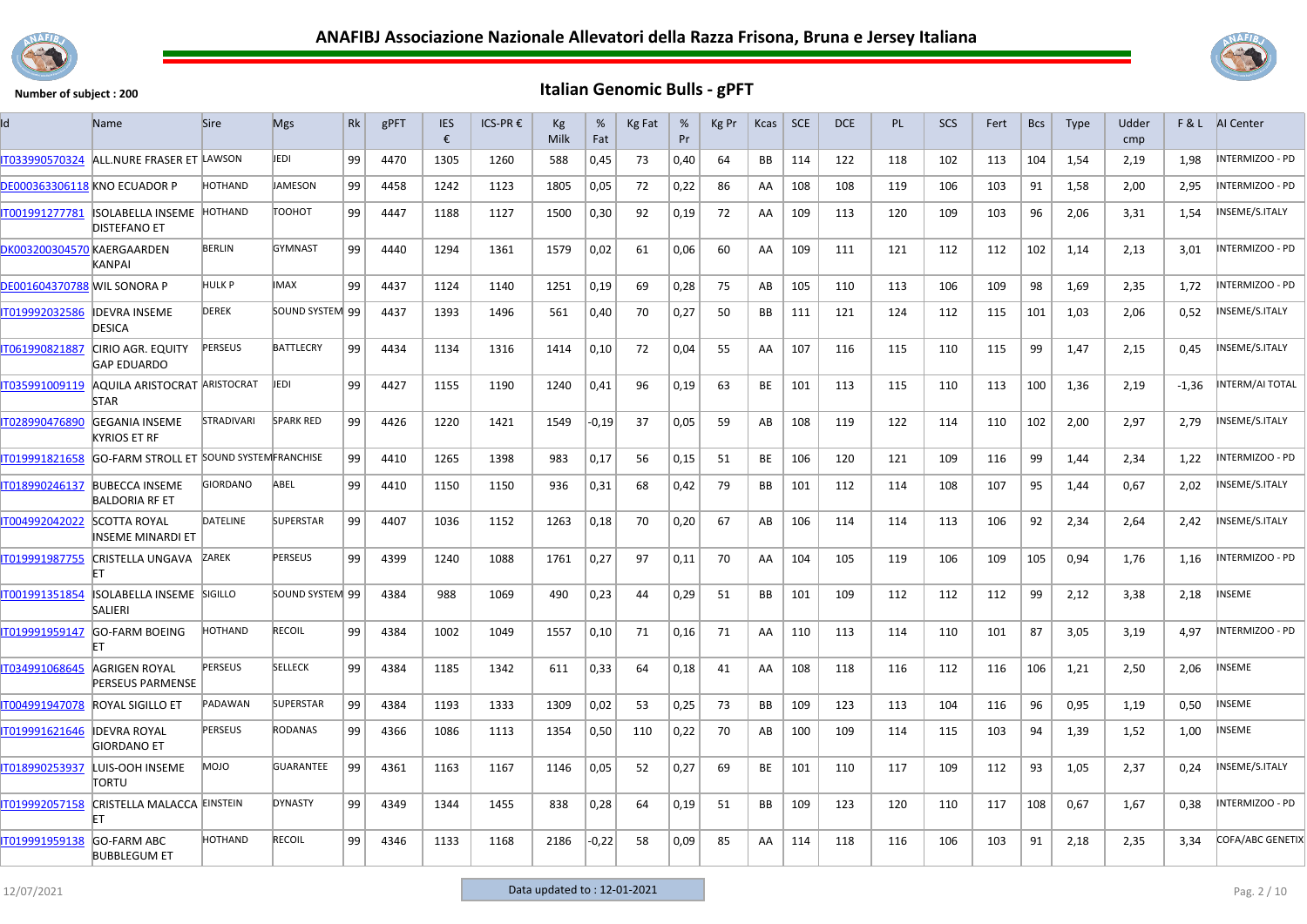# ANAFIBJ Associazione Nazionale Allevatori della Razza Frisona, Bruna e Jersey Italiana

Number of subject : 200

## Italian Genomic Bulls - gPFT

| Id | Name | Sire | Mgs | Rk | gPFT | IES € | ICS-PR € | Kg Milk | % Fat | Kg Fat | % Pr | Kg Pr | Kcas | SCE | DCE | PL | SCS | Fert | Bcs | Type | Udder cmp | F & L | AI Center |
|---|---|---|---|---|---|---|---|---|---|---|---|---|---|---|---|---|---|---|---|---|---|---|---|
| IT033990570324 | ALL.NURE FRASER ET | LAWSON | JEDI | 99 | 4470 | 1305 | 1260 | 588 | 0,45 | 73 | 0,40 | 64 | BB | 114 | 122 | 118 | 102 | 113 | 104 | 1,54 | 2,19 | 1,98 | INTERMIZOO - PD |
| DE000363306118 | KNO ECUADOR P | HOTHAND | JAMESON | 99 | 4458 | 1242 | 1123 | 1805 | 0,05 | 72 | 0,22 | 86 | AA | 108 | 108 | 119 | 106 | 103 | 91 | 1,58 | 2,00 | 2,95 | INTERMIZOO - PD |
| IT001991277781 | ISOLABELLA INSEME DISTEFANO ET | HOTHAND | TOOHOT | 99 | 4447 | 1188 | 1127 | 1500 | 0,30 | 92 | 0,19 | 72 | AA | 109 | 113 | 120 | 109 | 103 | 96 | 2,06 | 3,31 | 1,54 | INSEME/S.ITALY |
| DK003200304570 | KAERGAARDEN KANPAI | BERLIN | GYMNAST | 99 | 4440 | 1294 | 1361 | 1579 | 0,02 | 61 | 0,06 | 60 | AA | 109 | 111 | 121 | 112 | 112 | 102 | 1,14 | 2,13 | 3,01 | INTERMIZOO - PD |
| DE001604370788 | WIL SONORA P | HULK P | IMAX | 99 | 4437 | 1124 | 1140 | 1251 | 0,19 | 69 | 0,28 | 75 | AB | 105 | 110 | 113 | 106 | 109 | 98 | 1,69 | 2,35 | 1,72 | INTERMIZOO - PD |
| IT019992032586 | IDEVRA INSEME DESICA | DEREK | SOUND SYSTEM | 99 | 4437 | 1393 | 1496 | 561 | 0,40 | 70 | 0,27 | 50 | BB | 111 | 121 | 124 | 112 | 115 | 101 | 1,03 | 2,06 | 0,52 | INSEME/S.ITALY |
| IT061990821887 | CIRIO AGR. EQUITY GAP EDUARDO | PERSEUS | BATTLECRY | 99 | 4434 | 1134 | 1316 | 1414 | 0,10 | 72 | 0,04 | 55 | AA | 107 | 116 | 115 | 110 | 115 | 99 | 1,47 | 2,15 | 0,45 | INSEME/S.ITALY |
| IT035991009119 | AQUILA ARISTOCRAT STAR | ARISTOCRAT | JEDI | 99 | 4427 | 1155 | 1190 | 1240 | 0,41 | 96 | 0,19 | 63 | BE | 101 | 113 | 115 | 110 | 113 | 100 | 1,36 | 2,19 | -1,36 | INTERM/AI TOTAL |
| IT028990476890 | GEGANIA INSEME KYRIOS ET RF | STRADIVARI | SPARK RED | 99 | 4426 | 1220 | 1421 | 1549 | -0,19 | 37 | 0,05 | 59 | AB | 108 | 119 | 122 | 114 | 110 | 102 | 2,00 | 2,97 | 2,79 | INSEME/S.ITALY |
| IT019991821658 | GO-FARM STROLL ET | SOUND SYSTEM | FRANCHISE | 99 | 4410 | 1265 | 1398 | 983 | 0,17 | 56 | 0,15 | 51 | BE | 106 | 120 | 121 | 109 | 116 | 99 | 1,44 | 2,34 | 1,22 | INTERMIZOO - PD |
| IT018990246137 | BUBECCA INSEME BALDORIA RF ET | GIORDANO | ABEL | 99 | 4410 | 1150 | 1150 | 936 | 0,31 | 68 | 0,42 | 79 | BB | 101 | 112 | 114 | 108 | 107 | 95 | 1,44 | 0,67 | 2,02 | INSEME/S.ITALY |
| IT004992042022 | SCOTTA ROYAL INSEME MINARDI ET | DATELINE | SUPERSTAR | 99 | 4407 | 1036 | 1152 | 1263 | 0,18 | 70 | 0,20 | 67 | AB | 106 | 114 | 114 | 113 | 106 | 92 | 2,34 | 2,64 | 2,42 | INSEME/S.ITALY |
| IT019991987755 | CRISTELLA UNGAVA ET | ZAREK | PERSEUS | 99 | 4399 | 1240 | 1088 | 1761 | 0,27 | 97 | 0,11 | 70 | AA | 104 | 105 | 119 | 106 | 109 | 105 | 0,94 | 1,76 | 1,16 | INTERMIZOO - PD |
| IT001991351854 | ISOLABELLA INSEME SALIERI | SIGILLO | SOUND SYSTEM | 99 | 4384 | 988 | 1069 | 490 | 0,23 | 44 | 0,29 | 51 | BB | 101 | 109 | 112 | 112 | 112 | 99 | 2,12 | 3,38 | 2,18 | INSEME |
| IT019991959147 | GO-FARM BOEING ET | HOTHAND | RECOIL | 99 | 4384 | 1002 | 1049 | 1557 | 0,10 | 71 | 0,16 | 71 | AA | 110 | 113 | 114 | 110 | 101 | 87 | 3,05 | 3,19 | 4,97 | INTERMIZOO - PD |
| IT034991068645 | AGRIGEN ROYAL PERSEUS PARMENSE | PERSEUS | SELLECK | 99 | 4384 | 1185 | 1342 | 611 | 0,33 | 64 | 0,18 | 41 | AA | 108 | 118 | 116 | 112 | 116 | 106 | 1,21 | 2,50 | 2,06 | INSEME |
| IT004991947078 | ROYAL SIGILLO ET | PADAWAN | SUPERSTAR | 99 | 4384 | 1193 | 1333 | 1309 | 0,02 | 53 | 0,25 | 73 | BB | 109 | 123 | 113 | 104 | 116 | 96 | 0,95 | 1,19 | 0,50 | INSEME |
| IT019991621646 | IDEVRA ROYAL GIORDANO ET | PERSEUS | RODANAS | 99 | 4366 | 1086 | 1113 | 1354 | 0,50 | 110 | 0,22 | 70 | AB | 100 | 109 | 114 | 115 | 103 | 94 | 1,39 | 1,52 | 1,00 | INSEME |
| IT018990253937 | LUIS-OOH INSEME TORTU | MOJO | GUARANTEE | 99 | 4361 | 1163 | 1167 | 1146 | 0,05 | 52 | 0,27 | 69 | BE | 101 | 110 | 117 | 109 | 112 | 93 | 1,05 | 2,37 | 0,24 | INSEME/S.ITALY |
| IT019992057158 | CRISTELLA MALACCA ET | EINSTEIN | DYNASTY | 99 | 4349 | 1344 | 1455 | 838 | 0,28 | 64 | 0,19 | 51 | BB | 109 | 123 | 120 | 110 | 117 | 108 | 0,67 | 1,67 | 0,38 | INTERMIZOO - PD |
| IT019991959138 | GO-FARM ABC BUBBLEGUM ET | HOTHAND | RECOIL | 99 | 4346 | 1133 | 1168 | 2186 | -0,22 | 58 | 0,09 | 85 | AA | 114 | 118 | 116 | 106 | 103 | 91 | 2,18 | 2,35 | 3,34 | COFA/ABC GENETIX |

12/07/2021 — Data updated to : 12-01-2021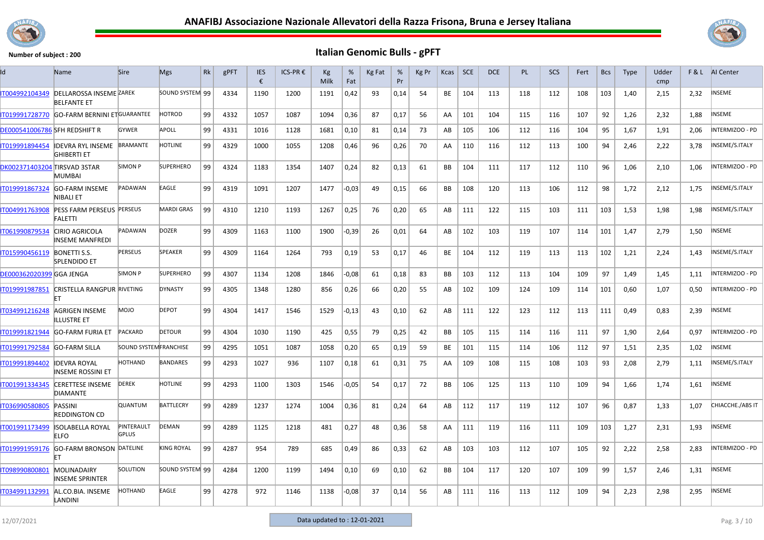# ANAFIBJ Associazione Nazionale Allevatori della Razza Frisona, Bruna e Jersey Italiana

**Number of subject : 200**

## Italian Genomic Bulls - gPFT

| Id | Name | Sire | Mgs | Rk | gPFT | IES € | ICS-PR € | Kg Milk | % Fat | Kg Fat | % Pr | Kg Pr | Kcas | SCE | DCE | PL | SCS | Fert | Bcs | Type | Udder cmp | F & L | AI Center |
|---|---|---|---|---|---|---|---|---|---|---|---|---|---|---|---|---|---|---|---|---|---|---|---|
| IT004992104349 | DELLAROSSA INSEME BELFANTE ET | ZAREK | SOUND SYSTEM | 99 | 4334 | 1190 | 1200 | 1191 | 0,42 | 93 | 0,14 | 54 | BE | 104 | 113 | 118 | 112 | 108 | 103 | 1,40 | 2,15 | 2,32 | INSEME |
| IT019991728770 | GO-FARM BERNINI ET | GUARANTEE | HOTROD | 99 | 4332 | 1057 | 1087 | 1094 | 0,36 | 87 | 0,17 | 56 | AA | 101 | 104 | 115 | 116 | 107 | 92 | 1,26 | 2,32 | 1,88 | INSEME |
| DE000541006786 | SFH REDSHIFT R | GYWER | APOLL | 99 | 4331 | 1016 | 1128 | 1681 | 0,10 | 81 | 0,14 | 73 | AB | 105 | 106 | 112 | 116 | 104 | 95 | 1,67 | 1,91 | 2,06 | INTERMIZOO - PD |
| IT019991894454 | IDEVRA RYL INSEME GHIBERTI ET | BRAMANTE | HOTLINE | 99 | 4329 | 1000 | 1055 | 1208 | 0,46 | 96 | 0,26 | 70 | AA | 110 | 116 | 112 | 113 | 100 | 94 | 2,46 | 2,22 | 3,78 | INSEME/S.ITALY |
| DK002371403204 | TIRSVAD 3STAR MUMBAI | SIMON P | SUPERHERO | 99 | 4324 | 1183 | 1354 | 1407 | 0,24 | 82 | 0,13 | 61 | BB | 104 | 111 | 117 | 112 | 110 | 96 | 1,06 | 2,10 | 1,06 | INTERMIZOO - PD |
| IT019991867324 | GO-FARM INSEME NIBALI ET | PADAWAN | EAGLE | 99 | 4319 | 1091 | 1207 | 1477 | -0,03 | 49 | 0,15 | 66 | BB | 108 | 120 | 113 | 106 | 112 | 98 | 1,72 | 2,12 | 1,75 | INSEME/S.ITALY |
| IT004991763908 | PESS FARM PERSEUS FALETTI | PERSEUS | MARDI GRAS | 99 | 4310 | 1210 | 1193 | 1267 | 0,25 | 76 | 0,20 | 65 | AB | 111 | 122 | 115 | 103 | 111 | 103 | 1,53 | 1,98 | 1,98 | INSEME/S.ITALY |
| IT061990879534 | CIRIO AGRICOLA INSEME MANFREDI | PADAWAN | DOZER | 99 | 4309 | 1163 | 1100 | 1900 | -0,39 | 26 | 0,01 | 64 | AB | 102 | 103 | 119 | 107 | 114 | 101 | 1,47 | 2,79 | 1,50 | INSEME |
| IT015990456119 | BONETTI S.S. SPLENDIDO ET | PERSEUS | SPEAKER | 99 | 4309 | 1164 | 1264 | 793 | 0,19 | 53 | 0,17 | 46 | BE | 104 | 112 | 119 | 113 | 113 | 102 | 1,21 | 2,24 | 1,43 | INSEME/S.ITALY |
| DE000362020399 | GGA JENGA | SIMON P | SUPERHERO | 99 | 4307 | 1134 | 1208 | 1846 | -0,08 | 61 | 0,18 | 83 | BB | 103 | 112 | 113 | 104 | 109 | 97 | 1,49 | 1,45 | 1,11 | INTERMIZOO - PD |
| IT019991987851 | CRISTELLA RANGPUR ET | RIVETING | DYNASTY | 99 | 4305 | 1348 | 1280 | 856 | 0,26 | 66 | 0,20 | 55 | AB | 102 | 109 | 124 | 109 | 114 | 101 | 0,60 | 1,07 | 0,50 | INTERMIZOO - PD |
| IT034991216248 | AGRIGEN INSEME ILLUSTRE ET | MOJO | DEPOT | 99 | 4304 | 1417 | 1546 | 1529 | -0,13 | 43 | 0,10 | 62 | AB | 111 | 122 | 123 | 112 | 113 | 111 | 0,49 | 0,83 | 2,39 | INSEME |
| IT019991821944 | GO-FARM FURIA ET | PACKARD | DETOUR | 99 | 4304 | 1030 | 1190 | 425 | 0,55 | 79 | 0,25 | 42 | BB | 105 | 115 | 114 | 116 | 111 | 97 | 1,90 | 2,64 | 0,97 | INTERMIZOO - PD |
| IT019991792584 | GO-FARM SILLA | SOUND SYSTEM | FRANCHISE | 99 | 4295 | 1051 | 1087 | 1058 | 0,20 | 65 | 0,19 | 59 | BE | 101 | 115 | 114 | 106 | 112 | 97 | 1,51 | 2,35 | 1,02 | INSEME |
| IT019991894402 | IDEVRA ROYAL INSEME ROSSINI ET | HOTHAND | BANDARES | 99 | 4293 | 1027 | 936 | 1107 | 0,18 | 61 | 0,31 | 75 | AA | 109 | 108 | 115 | 108 | 103 | 93 | 2,08 | 2,79 | 1,11 | INSEME/S.ITALY |
| IT001991334345 | CERETTESE INSEME DIAMANTE | DEREK | HOTLINE | 99 | 4293 | 1100 | 1303 | 1546 | -0,05 | 54 | 0,17 | 72 | BB | 106 | 125 | 113 | 110 | 109 | 94 | 1,66 | 1,74 | 1,61 | INSEME |
| IT036990580805 | PASSINI REDDINGTON CD | QUANTUM | BATTLECRY | 99 | 4289 | 1237 | 1274 | 1004 | 0,36 | 81 | 0,24 | 64 | AB | 112 | 117 | 119 | 112 | 107 | 96 | 0,87 | 1,33 | 1,07 | CHIACCHE./ABS IT |
| IT001991173499 | ISOLABELLA ROYAL ELFO | PINTERAULT GPLUS | DEMAN | 99 | 4289 | 1125 | 1218 | 481 | 0,27 | 48 | 0,36 | 58 | AA | 111 | 119 | 116 | 111 | 109 | 103 | 1,27 | 2,31 | 1,93 | INSEME |
| IT019991959176 | GO-FARM BRONSON ET | DATELINE | KING ROYAL | 99 | 4287 | 954 | 789 | 685 | 0,49 | 86 | 0,33 | 62 | AB | 103 | 103 | 112 | 107 | 105 | 92 | 2,22 | 2,58 | 2,83 | INTERMIZOO - PD |
| IT098990800801 | MOLINADAIRY INSEME SPRINTER | SOLUTION | SOUND SYSTEM | 99 | 4284 | 1200 | 1199 | 1494 | 0,10 | 69 | 0,10 | 62 | BB | 104 | 117 | 120 | 107 | 109 | 99 | 1,57 | 2,46 | 1,31 | INSEME |
| IT034991132991 | AL.CO.BIA. INSEME LANDINI | HOTHAND | EAGLE | 99 | 4278 | 972 | 1146 | 1138 | -0,08 | 37 | 0,14 | 56 | AB | 111 | 116 | 113 | 112 | 109 | 94 | 2,23 | 2,98 | 2,95 | INSEME |

12/07/2021

Data updated to : 12-01-2021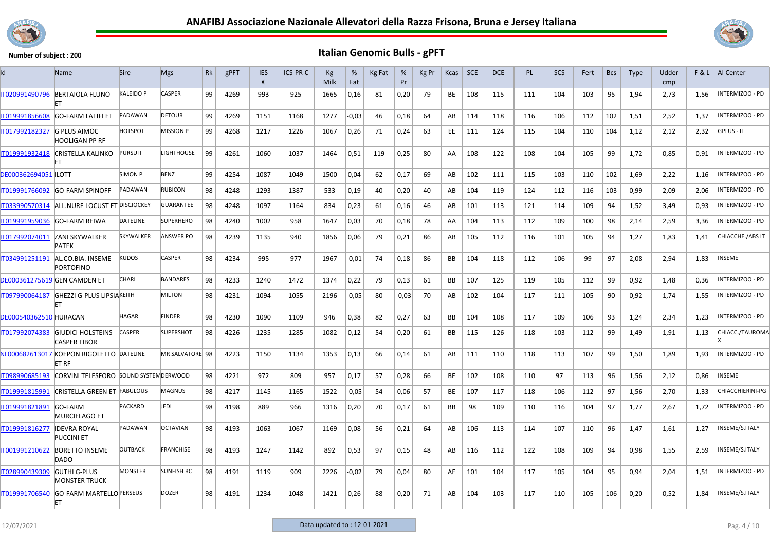# ANAFIBJ Associazione Nazionale Allevatori della Razza Frisona, Bruna e Jersey Italiana

**Number of subject : 200**

## Italian Genomic Bulls - gPFT

| Id | Name | Sire | Mgs | Rk | gPFT | IES € | ICS-PR € | Kg Milk | % Fat | Kg Fat | % Pr | Kg Pr | Kcas | SCE | DCE | PL | SCS | Fert | Bcs | Type | Udder cmp | F & L | AI Center |
|---|---|---|---|---|---|---|---|---|---|---|---|---|---|---|---|---|---|---|---|---|---|---|---|
| IT020991490796 | BERTAIOLA FLUNO ET | KALEIDO P | CASPER | 99 | 4269 | 993 | 925 | 1665 | 0,16 | 81 | 0,20 | 79 | BE | 108 | 115 | 111 | 104 | 103 | 95 | 1,94 | 2,73 | 1,56 | INTERMIZOO - PD |
| IT019991856608 | GO-FARM LATIFI ET | PADAWAN | DETOUR | 99 | 4269 | 1151 | 1168 | 1277 | -0,03 | 46 | 0,18 | 64 | AB | 114 | 118 | 116 | 106 | 112 | 102 | 1,51 | 2,52 | 1,37 | INTERMIZOO - PD |
| IT017992182327 | G PLUS AIMOC HOOLIGAN PP RF | HOTSPOT | MISSION P | 99 | 4268 | 1217 | 1226 | 1067 | 0,26 | 71 | 0,24 | 63 | EE | 111 | 124 | 115 | 104 | 110 | 104 | 1,12 | 2,12 | 2,32 | GPLUS - IT |
| IT019991932418 | CRISTELLA KALINKO ET | PURSUIT | LIGHTHOUSE | 99 | 4261 | 1060 | 1037 | 1464 | 0,51 | 119 | 0,25 | 80 | AA | 108 | 122 | 108 | 104 | 105 | 99 | 1,72 | 0,85 | 0,91 | INTERMIZOO - PD |
| DE000362694051 | ILOTT | SIMON P | BENZ | 99 | 4254 | 1087 | 1049 | 1500 | 0,04 | 62 | 0,17 | 69 | AB | 102 | 111 | 115 | 103 | 110 | 102 | 1,69 | 2,22 | 1,16 | INTERMIZOO - PD |
| IT019991766092 | GO-FARM SPINOFF | PADAWAN | RUBICON | 98 | 4248 | 1293 | 1387 | 533 | 0,19 | 40 | 0,20 | 40 | AB | 104 | 119 | 124 | 112 | 116 | 103 | 0,99 | 2,09 | 2,06 | INTERMIZOO - PD |
| IT033990570314 | ALL.NURE LOCUST ET | DISCJOCKEY | GUARANTEE | 98 | 4248 | 1097 | 1164 | 834 | 0,23 | 61 | 0,16 | 46 | AB | 101 | 113 | 121 | 114 | 109 | 94 | 1,52 | 3,49 | 0,93 | INTERMIZOO - PD |
| IT019991959036 | GO-FARM REIWA | DATELINE | SUPERHERO | 98 | 4240 | 1002 | 958 | 1647 | 0,03 | 70 | 0,18 | 78 | AA | 104 | 113 | 112 | 109 | 100 | 98 | 2,14 | 2,59 | 3,36 | INTERMIZOO - PD |
| IT017992074011 | ZANI SKYWALKER PATEK | SKYWALKER | ANSWER PO | 98 | 4239 | 1135 | 940 | 1856 | 0,06 | 79 | 0,21 | 86 | AB | 105 | 112 | 116 | 101 | 105 | 94 | 1,27 | 1,83 | 1,41 | CHIACCHE./ABS IT |
| IT034991251191 | AL.CO.BIA. INSEME PORTOFINO | KUDOS | CASPER | 98 | 4234 | 995 | 977 | 1967 | -0,01 | 74 | 0,18 | 86 | BB | 104 | 118 | 112 | 106 | 99 | 97 | 2,08 | 2,94 | 1,83 | INSEME |
| DE000361275619 | GEN CAMDEN ET | CHARL | BANDARES | 98 | 4233 | 1240 | 1472 | 1374 | 0,22 | 79 | 0,13 | 61 | BB | 107 | 125 | 119 | 105 | 112 | 99 | 0,92 | 1,48 | 0,36 | INTERMIZOO - PD |
| IT097990064187 | GHEZZI G-PLUS LIPSIA ET | KEITH | MILTON | 98 | 4231 | 1094 | 1055 | 2196 | -0,05 | 80 | -0,03 | 70 | AB | 102 | 104 | 117 | 111 | 105 | 90 | 0,92 | 1,74 | 1,55 | INTERMIZOO - PD |
| DE000540362510 | HURACAN | HAGAR | FINDER | 98 | 4230 | 1090 | 1109 | 946 | 0,38 | 82 | 0,27 | 63 | BB | 104 | 108 | 117 | 109 | 106 | 93 | 1,24 | 2,34 | 1,23 | INTERMIZOO - PD |
| IT017992074383 | GIUDICI HOLSTEINS CASPER TIBOR | CASPER | SUPERSHOT | 98 | 4226 | 1235 | 1285 | 1082 | 0,12 | 54 | 0,20 | 61 | BB | 115 | 126 | 118 | 103 | 112 | 99 | 1,49 | 1,91 | 1,13 | CHIACC./TAUROMAX |
| NL000682613017 | KOEPON RIGOLETTO ET RF | DATELINE | MR SALVATORE | 98 | 4223 | 1150 | 1134 | 1353 | 0,13 | 66 | 0,14 | 61 | AB | 111 | 110 | 118 | 113 | 107 | 99 | 1,50 | 1,89 | 1,93 | INTERMIZOO - PD |
| IT098990685193 | CORVINI TELESFORO | SOUND SYSTEM | DERWOOD | 98 | 4221 | 972 | 809 | 957 | 0,17 | 57 | 0,28 | 66 | BE | 102 | 108 | 110 | 97 | 113 | 96 | 1,56 | 2,12 | 0,86 | INSEME |
| IT019991815991 | CRISTELLA GREEN ET | FABULOUS | MAGNUS | 98 | 4217 | 1145 | 1165 | 1522 | -0,05 | 54 | 0,06 | 57 | BE | 107 | 117 | 118 | 106 | 112 | 97 | 1,56 | 2,70 | 1,33 | CHIACCHIERINI-PG |
| IT019991821891 | GO-FARM MURCIELAGO ET | PACKARD | JEDI | 98 | 4198 | 889 | 966 | 1316 | 0,20 | 70 | 0,17 | 61 | BB | 98 | 109 | 110 | 116 | 104 | 97 | 1,77 | 2,67 | 1,72 | INTERMIZOO - PD |
| IT019991816277 | IDEVRA ROYAL PUCCINI ET | PADAWAN | OCTAVIAN | 98 | 4193 | 1063 | 1067 | 1169 | 0,08 | 56 | 0,21 | 64 | AB | 106 | 113 | 114 | 107 | 110 | 96 | 1,47 | 1,61 | 1,27 | INSEME/S.ITALY |
| IT001991210622 | BORETTO INSEME DADO | OUTBACK | FRANCHISE | 98 | 4193 | 1247 | 1142 | 892 | 0,53 | 97 | 0,15 | 48 | AB | 116 | 112 | 122 | 108 | 109 | 94 | 0,98 | 1,55 | 2,59 | INSEME/S.ITALY |
| IT028990439309 | GUTHI G-PLUS MONSTER TRUCK | MONSTER | SUNFISH RC | 98 | 4191 | 1119 | 909 | 2226 | -0,02 | 79 | 0,04 | 80 | AE | 101 | 104 | 117 | 105 | 104 | 95 | 0,94 | 2,04 | 1,51 | INTERMIZOO - PD |
| IT019991706540 | GO-FARM MARTELLO ET | PERSEUS | DOZER | 98 | 4191 | 1234 | 1048 | 1421 | 0,26 | 88 | 0,20 | 71 | AB | 104 | 103 | 117 | 110 | 105 | 106 | 0,20 | 0,52 | 1,84 | INSEME/S.ITALY |

12/07/2021 — Data updated to : 12-01-2021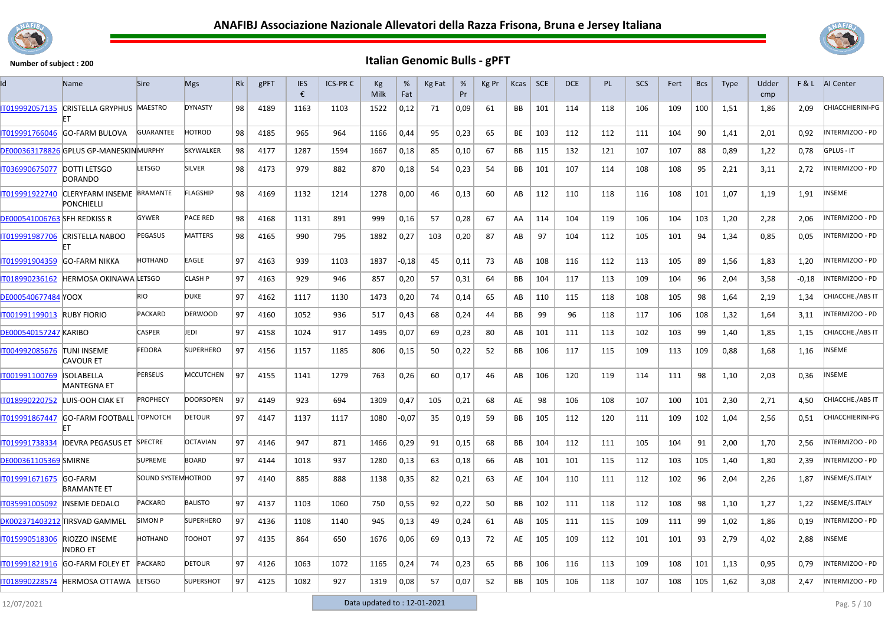# ANAFIBJ Associazione Nazionale Allevatori della Razza Frisona, Bruna e Jersey Italiana

**Number of subject : 200**

## Italian Genomic Bulls - gPFT

| Id | Name | Sire | Mgs | Rk | gPFT | IES € | ICS-PR € | Kg Milk | % Fat | Kg Fat | % Pr | Kg Pr | Kcas | SCE | DCE | PL | SCS | Fert | Bcs | Type | Udder cmp | F & L | AI Center |
|---|---|---|---|---|---|---|---|---|---|---|---|---|---|---|---|---|---|---|---|---|---|---|---|
| IT019992057135 | CRISTELLA GRYPHUS ET | MAESTRO | DYNASTY | 98 | 4189 | 1163 | 1103 | 1522 | 0,12 | 71 | 0,09 | 61 | BB | 101 | 114 | 118 | 106 | 109 | 100 | 1,51 | 1,86 | 2,09 | CHIACCHIERINI-PG |
| IT019991766046 | GO-FARM BULOVA | GUARANTEE | HOTROD | 98 | 4185 | 965 | 964 | 1166 | 0,44 | 95 | 0,23 | 65 | BE | 103 | 112 | 112 | 111 | 104 | 90 | 1,41 | 2,01 | 0,92 | INTERMIZOO - PD |
| DE000363178826 | GPLUS GP-MANESKIN | MURPHY | SKYWALKER | 98 | 4177 | 1287 | 1594 | 1667 | 0,18 | 85 | 0,10 | 67 | BB | 115 | 132 | 121 | 107 | 107 | 88 | 0,89 | 1,22 | 0,78 | GPLUS - IT |
| IT036990675077 | DOTTI LETSGO DORANDO | LETSGO | SILVER | 98 | 4173 | 979 | 882 | 870 | 0,18 | 54 | 0,23 | 54 | BB | 101 | 107 | 114 | 108 | 108 | 95 | 2,21 | 3,11 | 2,72 | INTERMIZOO - PD |
| IT019991922740 | CLERYFARM INSEME PONCHIELLI | BRAMANTE | FLAGSHIP | 98 | 4169 | 1132 | 1214 | 1278 | 0,00 | 46 | 0,13 | 60 | AB | 112 | 110 | 118 | 116 | 108 | 101 | 1,07 | 1,19 | 1,91 | INSEME |
| DE000541006763 | SFH REDKISS R | GYWER | PACE RED | 98 | 4168 | 1131 | 891 | 999 | 0,16 | 57 | 0,28 | 67 | AA | 114 | 104 | 119 | 106 | 104 | 103 | 1,20 | 2,28 | 2,06 | INTERMIZOO - PD |
| IT019991987706 | CRISTELLA NABOO ET | PEGASUS | MATTERS | 98 | 4165 | 990 | 795 | 1882 | 0,27 | 103 | 0,20 | 87 | AB | 97 | 104 | 112 | 105 | 101 | 94 | 1,34 | 0,85 | 0,05 | INTERMIZOO - PD |
| IT019991904359 | GO-FARM NIKKA | HOTHAND | EAGLE | 97 | 4163 | 939 | 1103 | 1837 | -0,18 | 45 | 0,11 | 73 | AB | 108 | 116 | 112 | 113 | 105 | 89 | 1,56 | 1,83 | 1,20 | INTERMIZOO - PD |
| IT018990236162 | HERMOSA OKINAWA | LETSGO | CLASH P | 97 | 4163 | 929 | 946 | 857 | 0,20 | 57 | 0,31 | 64 | BB | 104 | 117 | 113 | 109 | 104 | 96 | 2,04 | 3,58 | -0,18 | INTERMIZOO - PD |
| DE000540677484 | YOOX | RIO | DUKE | 97 | 4162 | 1117 | 1130 | 1473 | 0,20 | 74 | 0,14 | 65 | AB | 110 | 115 | 118 | 108 | 105 | 98 | 1,64 | 2,19 | 1,34 | CHIACCHE./ABS IT |
| IT001991199013 | RUBY FIORIO | PACKARD | DERWOOD | 97 | 4160 | 1052 | 936 | 517 | 0,43 | 68 | 0,24 | 44 | BB | 99 | 96 | 118 | 117 | 106 | 108 | 1,32 | 1,64 | 3,11 | INTERMIZOO - PD |
| DE000540157247 | KARIBO | CASPER | JEDI | 97 | 4158 | 1024 | 917 | 1495 | 0,07 | 69 | 0,23 | 80 | AB | 101 | 111 | 113 | 102 | 103 | 99 | 1,40 | 1,85 | 1,15 | CHIACCHE./ABS IT |
| IT004992085676 | TUNI INSEME CAVOUR ET | FEDORA | SUPERHERO | 97 | 4156 | 1157 | 1185 | 806 | 0,15 | 50 | 0,22 | 52 | BB | 106 | 117 | 115 | 109 | 113 | 109 | 0,88 | 1,68 | 1,16 | INSEME |
| IT001991100769 | ISOLABELLA MANTEGNA ET | PERSEUS | MCCUTCHEN | 97 | 4155 | 1141 | 1279 | 763 | 0,26 | 60 | 0,17 | 46 | AB | 106 | 120 | 119 | 114 | 111 | 98 | 1,10 | 2,03 | 0,36 | INSEME |
| IT018990220752 | LUIS-OOH CIAK ET | PROPHECY | DOORSOPEN | 97 | 4149 | 923 | 694 | 1309 | 0,47 | 105 | 0,21 | 68 | AE | 98 | 106 | 108 | 107 | 100 | 101 | 2,30 | 2,71 | 4,50 | CHIACCHE./ABS IT |
| IT019991867447 | GO-FARM FOOTBALL ET | TOPNOTCH | DETOUR | 97 | 4147 | 1137 | 1117 | 1080 | -0,07 | 35 | 0,19 | 59 | BB | 105 | 112 | 120 | 111 | 109 | 102 | 1,04 | 2,56 | 0,51 | CHIACCHIERINI-PG |
| IT019991738334 | IDEVRA PEGASUS ET | SPECTRE | OCTAVIAN | 97 | 4146 | 947 | 871 | 1466 | 0,29 | 91 | 0,15 | 68 | BB | 104 | 112 | 111 | 105 | 104 | 91 | 2,00 | 1,70 | 2,56 | INTERMIZOO - PD |
| DE000361105369 | SMIRNE | SUPREME | BOARD | 97 | 4144 | 1018 | 937 | 1280 | 0,13 | 63 | 0,18 | 66 | AB | 101 | 101 | 115 | 112 | 103 | 105 | 1,40 | 1,80 | 2,39 | INTERMIZOO - PD |
| IT019991671675 | GO-FARM BRAMANTE ET | SOUND SYSTEM | HOTROD | 97 | 4140 | 885 | 888 | 1138 | 0,35 | 82 | 0,21 | 63 | AE | 104 | 110 | 111 | 112 | 102 | 96 | 2,04 | 2,26 | 1,87 | INSEME/S.ITALY |
| IT035991005092 | INSEME DEDALO | PACKARD | BALISTO | 97 | 4137 | 1103 | 1060 | 750 | 0,55 | 92 | 0,22 | 50 | BB | 102 | 111 | 118 | 112 | 108 | 98 | 1,10 | 1,27 | 1,22 | INSEME/S.ITALY |
| DK002371403212 | TIRSVAD GAMMEL | SIMON P | SUPERHERO | 97 | 4136 | 1108 | 1140 | 945 | 0,13 | 49 | 0,24 | 61 | AB | 105 | 111 | 115 | 109 | 111 | 99 | 1,02 | 1,86 | 0,19 | INTERMIZOO - PD |
| IT015990518306 | RIOZZO INSEME INDRO ET | HOTHAND | TOOHOT | 97 | 4135 | 864 | 650 | 1676 | 0,06 | 69 | 0,13 | 72 | AE | 105 | 109 | 112 | 101 | 101 | 93 | 2,79 | 4,02 | 2,88 | INSEME |
| IT019991821916 | GO-FARM FOLEY ET | PACKARD | DETOUR | 97 | 4126 | 1063 | 1072 | 1165 | 0,24 | 74 | 0,23 | 65 | BB | 106 | 116 | 113 | 109 | 108 | 101 | 1,13 | 0,95 | 0,79 | INTERMIZOO - PD |
| IT018990228574 | HERMOSA OTTAWA | LETSGO | SUPERSHOT | 97 | 4125 | 1082 | 927 | 1319 | 0,08 | 57 | 0,07 | 52 | BB | 105 | 106 | 118 | 107 | 108 | 105 | 1,62 | 3,08 | 2,47 | INTERMIZOO - PD |

12/07/2021 — Data updated to : 12-01-2021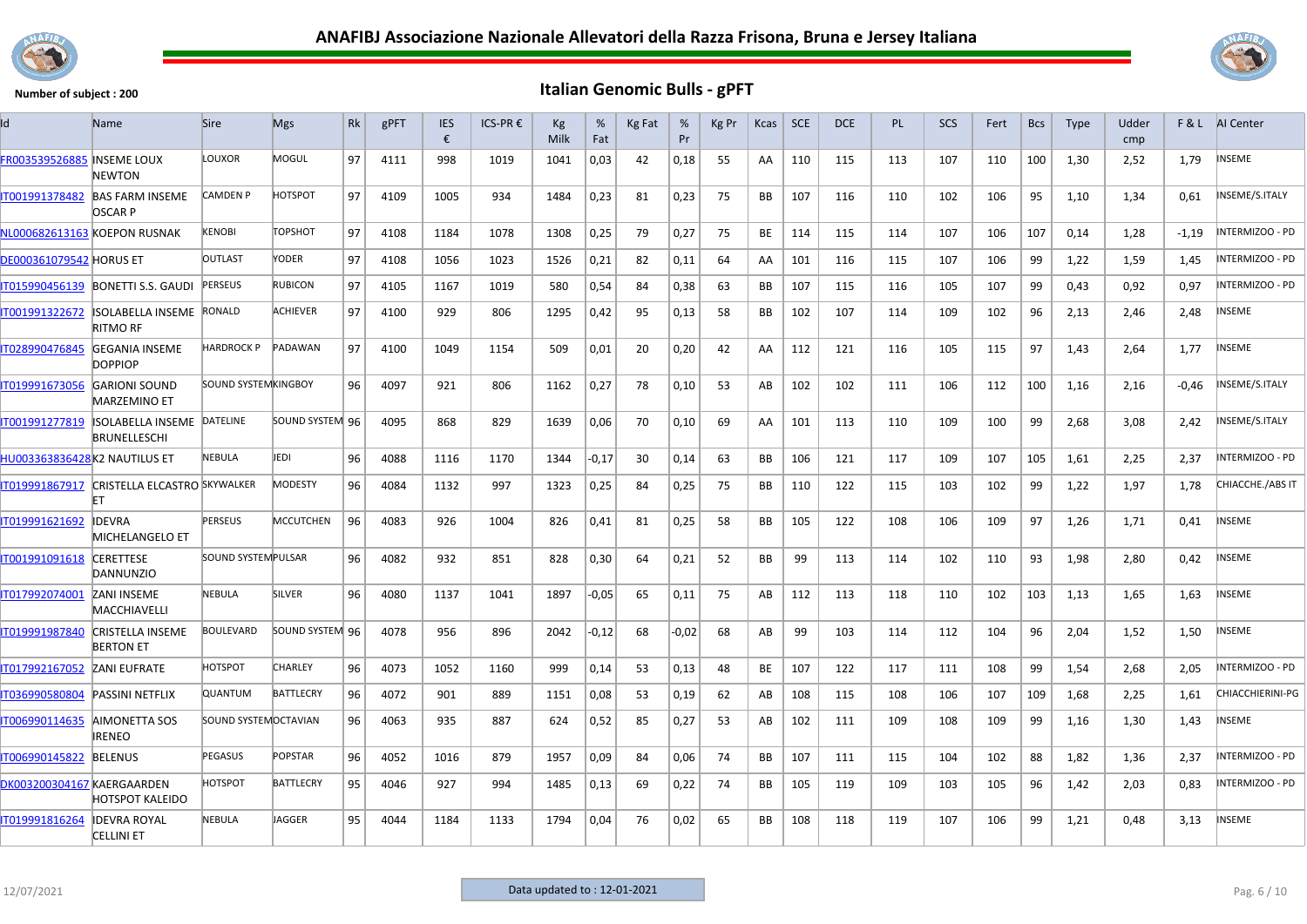# ANAFIBJ Associazione Nazionale Allevatori della Razza Frisona, Bruna e Jersey Italiana

Number of subject : 200

## Italian Genomic Bulls - gPFT

| Id | Name | Sire | Mgs | Rk | gPFT | IES € | ICS-PR € | Kg Milk | % Fat | Kg Fat | % Pr | Kg Pr | Kcas | SCE | DCE | PL | SCS | Fert | Bcs | Type | Udder cmp | F & L | AI Center |
|---|---|---|---|---|---|---|---|---|---|---|---|---|---|---|---|---|---|---|---|---|---|---|---|
| FR003539526885 | INSEME LOUX NEWTON | LOUXOR | MOGUL | 97 | 4111 | 998 | 1019 | 1041 | 0,03 | 42 | 0,18 | 55 | AA | 110 | 115 | 113 | 107 | 110 | 100 | 1,30 | 2,52 | 1,79 | INSEME |
| IT001991378482 | BAS FARM INSEME OSCAR P | CAMDEN P | HOTSPOT | 97 | 4109 | 1005 | 934 | 1484 | 0,23 | 81 | 0,23 | 75 | BB | 107 | 116 | 110 | 102 | 106 | 95 | 1,10 | 1,34 | 0,61 | INSEME/S.ITALY |
| NL000682613163 | KOEPON RUSNAK | KENOBI | TOPSHOT | 97 | 4108 | 1184 | 1078 | 1308 | 0,25 | 79 | 0,27 | 75 | BE | 114 | 115 | 114 | 107 | 106 | 107 | 0,14 | 1,28 | -1,19 | INTERMIZOO - PD |
| DE000361079542 | HORUS ET | OUTLAST | YODER | 97 | 4108 | 1056 | 1023 | 1526 | 0,21 | 82 | 0,11 | 64 | AA | 101 | 116 | 115 | 107 | 106 | 99 | 1,22 | 1,59 | 1,45 | INTERMIZOO - PD |
| IT015990456139 | BONETTI S.S. GAUDI | PERSEUS | RUBICON | 97 | 4105 | 1167 | 1019 | 580 | 0,54 | 84 | 0,38 | 63 | BB | 107 | 115 | 116 | 105 | 107 | 99 | 0,43 | 0,92 | 0,97 | INTERMIZOO - PD |
| IT001991322672 | ISOLABELLA INSEME RITMO RF | RONALD | ACHIEVER | 97 | 4100 | 929 | 806 | 1295 | 0,42 | 95 | 0,13 | 58 | BB | 102 | 107 | 114 | 109 | 102 | 96 | 2,13 | 2,46 | 2,48 | INSEME |
| IT028990476845 | GEGANIA INSEME DOPPIOP | HARDROCK P | PADAWAN | 97 | 4100 | 1049 | 1154 | 509 | 0,01 | 20 | 0,20 | 42 | AA | 112 | 121 | 116 | 105 | 115 | 97 | 1,43 | 2,64 | 1,77 | INSEME |
| IT019991673056 | GARIONI SOUND MARZEMINO ET | SOUND SYSTEM | KINGBOY | 96 | 4097 | 921 | 806 | 1162 | 0,27 | 78 | 0,10 | 53 | AB | 102 | 102 | 111 | 106 | 112 | 100 | 1,16 | 2,16 | -0,46 | INSEME/S.ITALY |
| IT001991277819 | ISOLABELLA INSEME BRUNELLESCHI | DATELINE | SOUND SYSTEM | 96 | 4095 | 868 | 829 | 1639 | 0,06 | 70 | 0,10 | 69 | AA | 101 | 113 | 110 | 109 | 100 | 99 | 2,68 | 3,08 | 2,42 | INSEME/S.ITALY |
| HU003363836428 | K2 NAUTILUS ET | NEBULA | JEDI | 96 | 4088 | 1116 | 1170 | 1344 | -0,17 | 30 | 0,14 | 63 | BB | 106 | 121 | 117 | 109 | 107 | 105 | 1,61 | 2,25 | 2,37 | INTERMIZOO - PD |
| IT019991867917 | CRISTELLA ELCASTRO ET | SKYWALKER | MODESTY | 96 | 4084 | 1132 | 997 | 1323 | 0,25 | 84 | 0,25 | 75 | BB | 110 | 122 | 115 | 103 | 102 | 99 | 1,22 | 1,97 | 1,78 | CHIACCHE./ABS IT |
| IT019991621692 | IDEVRA MICHELANGELO ET | PERSEUS | MCCUTCHEN | 96 | 4083 | 926 | 1004 | 826 | 0,41 | 81 | 0,25 | 58 | BB | 105 | 122 | 108 | 106 | 109 | 97 | 1,26 | 1,71 | 0,41 | INSEME |
| IT001991091618 | CERETTESE DANNUNZIO | SOUND SYSTEM | PULSAR | 96 | 4082 | 932 | 851 | 828 | 0,30 | 64 | 0,21 | 52 | BB | 99 | 113 | 114 | 102 | 110 | 93 | 1,98 | 2,80 | 0,42 | INSEME |
| IT017992074001 | ZANI INSEME MACCHIAVELLI | NEBULA | SILVER | 96 | 4080 | 1137 | 1041 | 1897 | -0,05 | 65 | 0,11 | 75 | AB | 112 | 113 | 118 | 110 | 102 | 103 | 1,13 | 1,65 | 1,63 | INSEME |
| IT019991987840 | CRISTELLA INSEME BERTON ET | BOULEVARD | SOUND SYSTEM | 96 | 4078 | 956 | 896 | 2042 | -0,12 | 68 | -0,02 | 68 | AB | 99 | 103 | 114 | 112 | 104 | 96 | 2,04 | 1,52 | 1,50 | INSEME |
| IT017992167052 | ZANI EUFRATE | HOTSPOT | CHARLEY | 96 | 4073 | 1052 | 1160 | 999 | 0,14 | 53 | 0,13 | 48 | BE | 107 | 122 | 117 | 111 | 108 | 99 | 1,54 | 2,68 | 2,05 | INTERMIZOO - PD |
| IT036990580804 | PASSINI NETFLIX | QUANTUM | BATTLECRY | 96 | 4072 | 901 | 889 | 1151 | 0,08 | 53 | 0,19 | 62 | AB | 108 | 115 | 108 | 106 | 107 | 109 | 1,68 | 2,25 | 1,61 | CHIACCHIERINI-PG |
| IT006990114635 | AIMONETTA SOS IRENEO | SOUND SYSTEM | OCTAVIAN | 96 | 4063 | 935 | 887 | 624 | 0,52 | 85 | 0,27 | 53 | AB | 102 | 111 | 109 | 108 | 109 | 99 | 1,16 | 1,30 | 1,43 | INSEME |
| IT006990145822 | BELENUS | PEGASUS | POPSTAR | 96 | 4052 | 1016 | 879 | 1957 | 0,09 | 84 | 0,06 | 74 | BB | 107 | 111 | 115 | 104 | 102 | 88 | 1,82 | 1,36 | 2,37 | INTERMIZOO - PD |
| DK003200304167 | KAERGAARDEN HOTSPOT KALEIDO | HOTSPOT | BATTLECRY | 95 | 4046 | 927 | 994 | 1485 | 0,13 | 69 | 0,22 | 74 | BB | 105 | 119 | 109 | 103 | 105 | 96 | 1,42 | 2,03 | 0,83 | INTERMIZOO - PD |
| IT019991816264 | IDEVRA ROYAL CELLINI ET | NEBULA | JAGGER | 95 | 4044 | 1184 | 1133 | 1794 | 0,04 | 76 | 0,02 | 65 | BB | 108 | 118 | 119 | 107 | 106 | 99 | 1,21 | 0,48 | 3,13 | INSEME |

12/07/2021 — Data updated to : 12-01-2021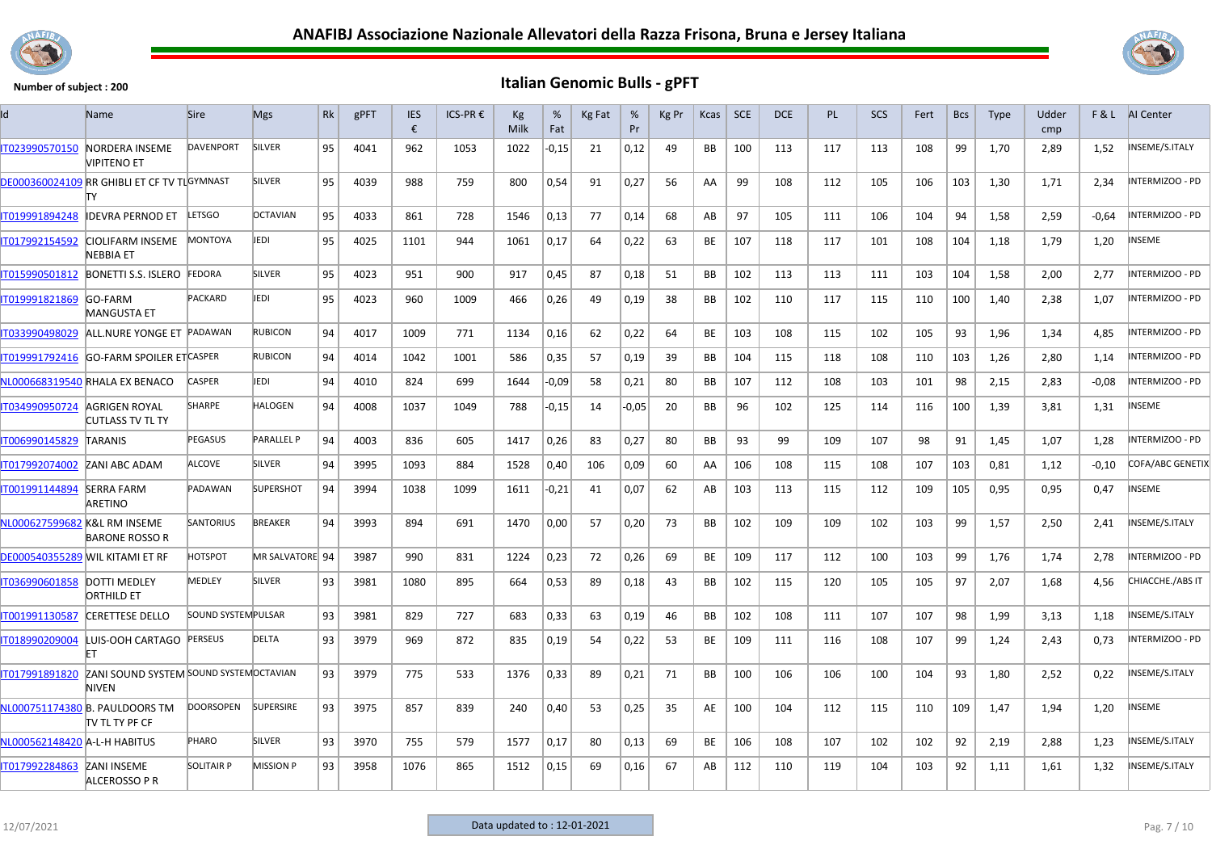# ANAFIBJ Associazione Nazionale Allevatori della Razza Frisona, Bruna e Jersey Italiana

**Number of subject : 200**

## Italian Genomic Bulls - gPFT

| Id | Name | Sire | Mgs | Rk | gPFT | IES € | ICS-PR € | Kg Milk | % Fat | Kg Fat | % Pr | Kg Pr | Kcas | SCE | DCE | PL | SCS | Fert | Bcs | Type | Udder cmp | F & L | AI Center |
|---|---|---|---|---|---|---|---|---|---|---|---|---|---|---|---|---|---|---|---|---|---|---|---|
| IT023990570150 | NORDERA INSEME VIPITENO ET | DAVENPORT | SILVER | 95 | 4041 | 962 | 1053 | 1022 | -0,15 | 21 | 0,12 | 49 | BB | 100 | 113 | 117 | 113 | 108 | 99 | 1,70 | 2,89 | 1,52 | INSEME/S.ITALY |
| DE000360024109 | RR GHIBLI ET CF TV TL TY | GYMNAST | SILVER | 95 | 4039 | 988 | 759 | 800 | 0,54 | 91 | 0,27 | 56 | AA | 99 | 108 | 112 | 105 | 106 | 103 | 1,30 | 1,71 | 2,34 | INTERMIZOO - PD |
| IT019991894248 | IDEVRA PERNOD ET | LETSGO | OCTAVIAN | 95 | 4033 | 861 | 728 | 1546 | 0,13 | 77 | 0,14 | 68 | AB | 97 | 105 | 111 | 106 | 104 | 94 | 1,58 | 2,59 | -0,64 | INTERMIZOO - PD |
| IT017992154592 | CIOLIFARM INSEME NEBBIA ET | MONTOYA | JEDI | 95 | 4025 | 1101 | 944 | 1061 | 0,17 | 64 | 0,22 | 63 | BE | 107 | 118 | 117 | 101 | 108 | 104 | 1,18 | 1,79 | 1,20 | INSEME |
| IT015990501812 | BONETTI S.S. ISLERO | FEDORA | SILVER | 95 | 4023 | 951 | 900 | 917 | 0,45 | 87 | 0,18 | 51 | BB | 102 | 113 | 113 | 111 | 103 | 104 | 1,58 | 2,00 | 2,77 | INTERMIZOO - PD |
| IT019991821869 | GO-FARM MANGUSTA ET | PACKARD | JEDI | 95 | 4023 | 960 | 1009 | 466 | 0,26 | 49 | 0,19 | 38 | BB | 102 | 110 | 117 | 115 | 110 | 100 | 1,40 | 2,38 | 1,07 | INTERMIZOO - PD |
| IT033990498029 | ALL.NURE YONGE ET | PADAWAN | RUBICON | 94 | 4017 | 1009 | 771 | 1134 | 0,16 | 62 | 0,22 | 64 | BE | 103 | 108 | 115 | 102 | 105 | 93 | 1,96 | 1,34 | 4,85 | INTERMIZOO - PD |
| IT019991792416 | GO-FARM SPOILER ET | CASPER | RUBICON | 94 | 4014 | 1042 | 1001 | 586 | 0,35 | 57 | 0,19 | 39 | BB | 104 | 115 | 118 | 108 | 110 | 103 | 1,26 | 2,80 | 1,14 | INTERMIZOO - PD |
| NL000668319540 | RHALA EX BENACO | CASPER | JEDI | 94 | 4010 | 824 | 699 | 1644 | -0,09 | 58 | 0,21 | 80 | BB | 107 | 112 | 108 | 103 | 101 | 98 | 2,15 | 2,83 | -0,08 | INTERMIZOO - PD |
| IT034990950724 | AGRIGEN ROYAL CUTLASS TV TL TY | SHARPE | HALOGEN | 94 | 4008 | 1037 | 1049 | 788 | -0,15 | 14 | -0,05 | 20 | BB | 96 | 102 | 125 | 114 | 116 | 100 | 1,39 | 3,81 | 1,31 | INSEME |
| IT006990145829 | TARANIS | PEGASUS | PARALLEL P | 94 | 4003 | 836 | 605 | 1417 | 0,26 | 83 | 0,27 | 80 | BB | 93 | 99 | 109 | 107 | 98 | 91 | 1,45 | 1,07 | 1,28 | INTERMIZOO - PD |
| IT017992074002 | ZANI ABC ADAM | ALCOVE | SILVER | 94 | 3995 | 1093 | 884 | 1528 | 0,40 | 106 | 0,09 | 60 | AA | 106 | 108 | 115 | 108 | 107 | 103 | 0,81 | 1,12 | -0,10 | COFA/ABC GENETIX |
| IT001991144894 | SERRA FARM ARETINO | PADAWAN | SUPERSHOT | 94 | 3994 | 1038 | 1099 | 1611 | -0,21 | 41 | 0,07 | 62 | AB | 103 | 113 | 115 | 112 | 109 | 105 | 0,95 | 0,95 | 0,47 | INSEME |
| NL000627599682 | K&L RM INSEME BARONE ROSSO R | SANTORIUS | BREAKER | 94 | 3993 | 894 | 691 | 1470 | 0,00 | 57 | 0,20 | 73 | BB | 102 | 109 | 109 | 102 | 103 | 99 | 1,57 | 2,50 | 2,41 | INSEME/S.ITALY |
| DE000540355289 | WIL KITAMI ET RF | HOTSPOT | MR SALVATORE | 94 | 3987 | 990 | 831 | 1224 | 0,23 | 72 | 0,26 | 69 | BE | 109 | 117 | 112 | 100 | 103 | 99 | 1,76 | 1,74 | 2,78 | INTERMIZOO - PD |
| IT036990601858 | DOTTI MEDLEY ORTHILD ET | MEDLEY | SILVER | 93 | 3981 | 1080 | 895 | 664 | 0,53 | 89 | 0,18 | 43 | BB | 102 | 115 | 120 | 105 | 105 | 97 | 2,07 | 1,68 | 4,56 | CHIACCHE./ABS IT |
| IT001991130587 | CERETTESE DELLO | SOUND SYSTEM | PULSAR | 93 | 3981 | 829 | 727 | 683 | 0,33 | 63 | 0,19 | 46 | BB | 102 | 108 | 111 | 107 | 107 | 98 | 1,99 | 3,13 | 1,18 | INSEME/S.ITALY |
| IT018990209004 | LUIS-OOH CARTAGO ET | PERSEUS | DELTA | 93 | 3979 | 969 | 872 | 835 | 0,19 | 54 | 0,22 | 53 | BE | 109 | 111 | 116 | 108 | 107 | 99 | 1,24 | 2,43 | 0,73 | INTERMIZOO - PD |
| IT017991891820 | ZANI SOUND SYSTEM NIVEN | SOUND SYSTEM | OCTAVIAN | 93 | 3979 | 775 | 533 | 1376 | 0,33 | 89 | 0,21 | 71 | BB | 100 | 106 | 106 | 100 | 104 | 93 | 1,80 | 2,52 | 0,22 | INSEME/S.ITALY |
| NL000751174380 | B. PAULDOORS TM TV TL TY PF CF | DOORSOPEN | SUPERSIRE | 93 | 3975 | 857 | 839 | 240 | 0,40 | 53 | 0,25 | 35 | AE | 100 | 104 | 112 | 115 | 110 | 109 | 1,47 | 1,94 | 1,20 | INSEME |
| NL000562148420 | A-L-H HABITUS | PHARO | SILVER | 93 | 3970 | 755 | 579 | 1577 | 0,17 | 80 | 0,13 | 69 | BE | 106 | 108 | 107 | 102 | 102 | 92 | 2,19 | 2,88 | 1,23 | INSEME/S.ITALY |
| IT017992284863 | ZANI INSEME ALCEROSSO P R | SOLITAIR P | MISSION P | 93 | 3958 | 1076 | 865 | 1512 | 0,15 | 69 | 0,16 | 67 | AB | 112 | 110 | 119 | 104 | 103 | 92 | 1,11 | 1,61 | 1,32 | INSEME/S.ITALY |

12/07/2021 — Data updated to : 12-01-2021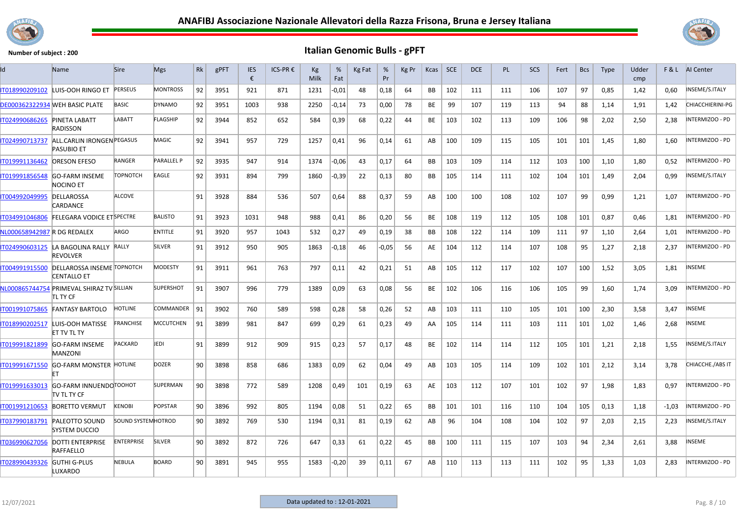# ANAFIBJ Associazione Nazionale Allevatori della Razza Frisona, Bruna e Jersey Italiana

**Number of subject : 200**

## Italian Genomic Bulls - gPFT

| Id | Name | Sire | Mgs | Rk | gPFT | IES € | ICS-PR € | Kg Milk | % Fat | Kg Fat | % Pr | Kg Pr | Kcas | SCE | DCE | PL | SCS | Fert | Bcs | Type | Udder cmp | F & L | AI Center |
|---|---|---|---|---|---|---|---|---|---|---|---|---|---|---|---|---|---|---|---|---|---|---|---|
| IT018990209102 | LUIS-OOH RINGO ET | PERSEUS | MONTROSS | 92 | 3951 | 921 | 871 | 1231 | -0,01 | 48 | 0,18 | 64 | BB | 102 | 111 | 111 | 106 | 107 | 97 | 0,85 | 1,42 | 0,60 | INSEME/S.ITALY |
| DE000362322934 | WEH BASIC PLATE | BASIC | DYNAMO | 92 | 3951 | 1003 | 938 | 2250 | -0,14 | 73 | 0,00 | 78 | BE | 99 | 107 | 119 | 113 | 94 | 88 | 1,14 | 1,91 | 1,42 | CHIACCHIERINI-PG |
| IT024990686265 | PINETA LABATT RADISSON | LABATT | FLAGSHIP | 92 | 3944 | 852 | 652 | 584 | 0,39 | 68 | 0,22 | 44 | BE | 103 | 102 | 113 | 109 | 106 | 98 | 2,02 | 2,50 | 2,38 | INTERMIZOO - PD |
| IT024990713737 | ALL.CARLIN IRONGEN PASUBIO ET | PEGASUS | MAGIC | 92 | 3941 | 957 | 729 | 1257 | 0,41 | 96 | 0,14 | 61 | AB | 100 | 109 | 115 | 105 | 101 | 101 | 1,45 | 1,80 | 1,60 | INTERMIZOO - PD |
| IT019991136462 | ORESON EFESO | RANGER | PARALLEL P | 92 | 3935 | 947 | 914 | 1374 | -0,06 | 43 | 0,17 | 64 | BB | 103 | 109 | 114 | 112 | 103 | 100 | 1,10 | 1,80 | 0,52 | INTERMIZOO - PD |
| IT019991856548 | GO-FARM INSEME NOCINO ET | TOPNOTCH | EAGLE | 92 | 3931 | 894 | 799 | 1860 | -0,39 | 22 | 0,13 | 80 | BB | 105 | 114 | 111 | 102 | 104 | 101 | 1,49 | 2,04 | 0,99 | INSEME/S.ITALY |
| IT004992049995 | DELLAROSSA CARDANCE | ALCOVE | | 91 | 3928 | 884 | 536 | 507 | 0,64 | 88 | 0,37 | 59 | AB | 100 | 100 | 108 | 102 | 107 | 99 | 0,99 | 1,21 | 1,07 | INTERMIZOO - PD |
| IT034991046806 | FELEGARA VODICE ET | SPECTRE | BALISTO | 91 | 3923 | 1031 | 948 | 988 | 0,41 | 86 | 0,20 | 56 | BE | 108 | 119 | 112 | 105 | 108 | 101 | 0,87 | 0,46 | 1,81 | INTERMIZOO - PD |
| NL000658942987 | R DG REDALEX | ARGO | ENTITLE | 91 | 3920 | 957 | 1043 | 532 | 0,27 | 49 | 0,19 | 38 | BB | 108 | 122 | 114 | 109 | 111 | 97 | 1,10 | 2,64 | 1,01 | INTERMIZOO - PD |
| IT024990603125 | LA BAGOLINA RALLY REVOLVER | RALLY | SILVER | 91 | 3912 | 950 | 905 | 1863 | -0,18 | 46 | -0,05 | 56 | AE | 104 | 112 | 114 | 107 | 108 | 95 | 1,27 | 2,18 | 2,37 | INTERMIZOO - PD |
| IT004991915500 | DELLAROSSA INSEME CENTALLO ET | TOPNOTCH | MODESTY | 91 | 3911 | 961 | 763 | 797 | 0,11 | 42 | 0,21 | 51 | AB | 105 | 112 | 117 | 102 | 107 | 100 | 1,52 | 3,05 | 1,81 | INSEME |
| NL000865744754 | PRIMEVAL SHIRAZ TV TL TY CF | SILLIAN | SUPERSHOT | 91 | 3907 | 996 | 779 | 1389 | 0,09 | 63 | 0,08 | 56 | BE | 102 | 106 | 116 | 106 | 105 | 99 | 1,60 | 1,74 | 3,09 | INTERMIZOO - PD |
| IT001991075865 | FANTASY BARTOLO | HOTLINE | COMMANDER | 91 | 3902 | 760 | 589 | 598 | 0,28 | 58 | 0,26 | 52 | AB | 103 | 111 | 110 | 105 | 101 | 100 | 2,30 | 3,58 | 3,47 | INSEME |
| IT018990202517 | LUIS-OOH MATISSE ET TV TL TY | FRANCHISE | MCCUTCHEN | 91 | 3899 | 981 | 847 | 699 | 0,29 | 61 | 0,23 | 49 | AA | 105 | 114 | 111 | 103 | 111 | 101 | 1,02 | 1,46 | 2,68 | INSEME |
| IT019991821899 | GO-FARM INSEME MANZONI | PACKARD | JEDI | 91 | 3899 | 912 | 909 | 915 | 0,23 | 57 | 0,17 | 48 | BE | 102 | 114 | 114 | 112 | 105 | 101 | 1,21 | 2,18 | 1,55 | INSEME/S.ITALY |
| IT019991671550 | GO-FARM MONSTER ET | HOTLINE | DOZER | 90 | 3898 | 858 | 686 | 1383 | 0,09 | 62 | 0,04 | 49 | AB | 103 | 105 | 114 | 109 | 102 | 101 | 2,12 | 3,14 | 3,78 | CHIACCHE./ABS IT |
| IT019991633013 | GO-FARM INNUENDO TV TL TY CF | TOOHOT | SUPERMAN | 90 | 3898 | 772 | 589 | 1208 | 0,49 | 101 | 0,19 | 63 | AE | 103 | 112 | 107 | 101 | 102 | 97 | 1,98 | 1,83 | 0,97 | INTERMIZOO - PD |
| IT001991210653 | BORETTO VERMUT | KENOBI | POPSTAR | 90 | 3896 | 992 | 805 | 1194 | 0,08 | 51 | 0,22 | 65 | BB | 101 | 101 | 116 | 110 | 104 | 105 | 0,13 | 1,18 | -1,03 | INTERMIZOO - PD |
| IT037990183791 | PALEOTTO SOUND SYSTEM DUCCIO | SOUND SYSTEM | HOTROD | 90 | 3892 | 769 | 530 | 1194 | 0,31 | 81 | 0,19 | 62 | AB | 96 | 104 | 108 | 104 | 102 | 97 | 2,03 | 2,15 | 2,23 | INSEME/S.ITALY |
| IT036990627056 | DOTTI ENTERPRISE RAFFAELLO | ENTERPRISE | SILVER | 90 | 3892 | 872 | 726 | 647 | 0,33 | 61 | 0,22 | 45 | BB | 100 | 111 | 115 | 107 | 103 | 94 | 2,34 | 2,61 | 3,88 | INSEME |
| IT028990439326 | GUTHI G-PLUS LUXARDO | NEBULA | BOARD | 90 | 3891 | 945 | 955 | 1583 | -0,20 | 39 | 0,11 | 67 | AB | 110 | 113 | 113 | 111 | 102 | 95 | 1,33 | 1,03 | 2,83 | INTERMIZOO - PD |

12/07/2021 — Data updated to : 12-01-2021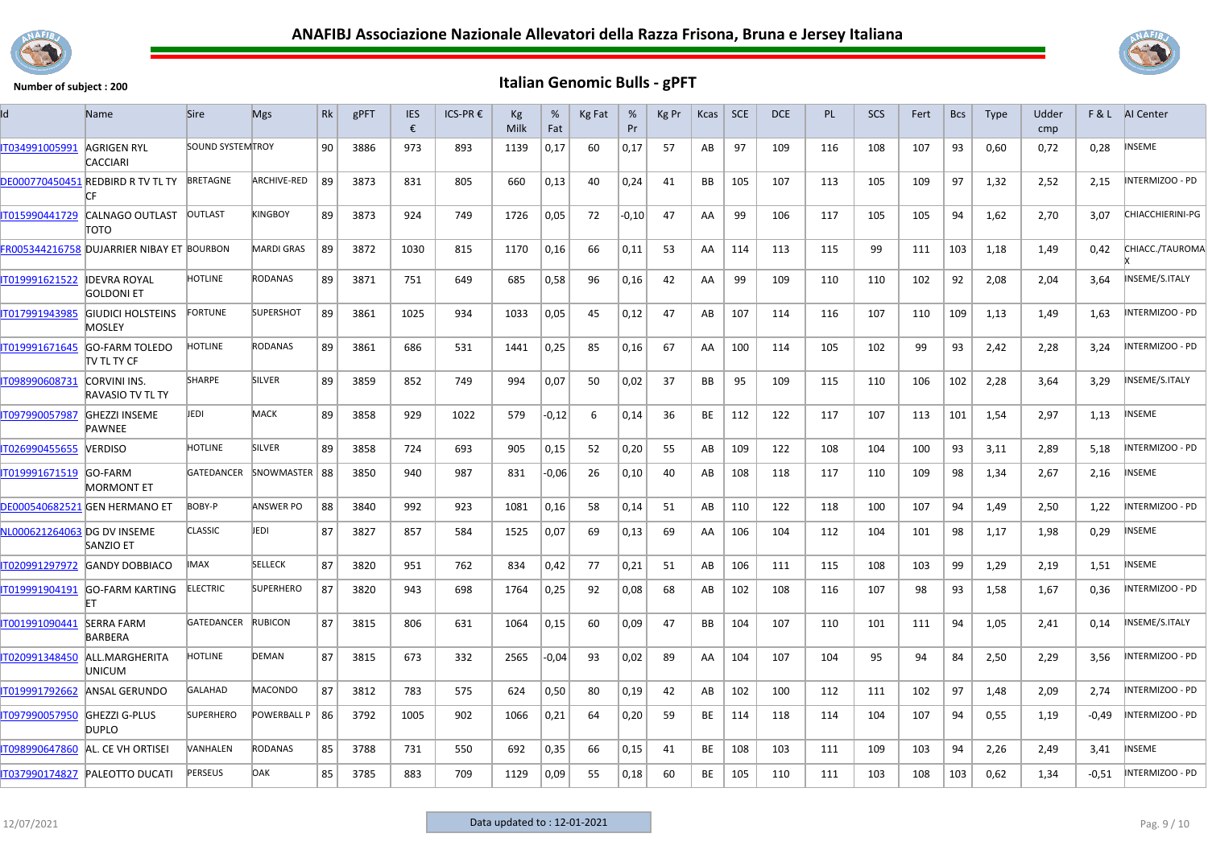# ANAFIBJ Associazione Nazionale Allevatori della Razza Frisona, Bruna e Jersey Italiana

Number of subject : 200

## Italian Genomic Bulls - gPFT

| Id | Name | Sire | Mgs | Rk | gPFT | IES € | ICS-PR € | Kg Milk | % Fat | Kg Fat | % Pr | Kg Pr | Kcas | SCE | DCE | PL | SCS | Fert | Bcs | Type | Udder cmp | F & L | AI Center |
|---|---|---|---|---|---|---|---|---|---|---|---|---|---|---|---|---|---|---|---|---|---|---|---|
| IT034991005991 | AGRIGEN RYL CACCIARI | SOUND SYSTEM | TROY | 90 | 3886 | 973 | 893 | 1139 | 0,17 | 60 | 0,17 | 57 | AB | 97 | 109 | 116 | 108 | 107 | 93 | 0,60 | 0,72 | 0,28 | INSEME |
| DE000770450451 | REDBIRD R TV TL TY CF | BRETAGNE | ARCHIVE-RED | 89 | 3873 | 831 | 805 | 660 | 0,13 | 40 | 0,24 | 41 | BB | 105 | 107 | 113 | 105 | 109 | 97 | 1,32 | 2,52 | 2,15 | INTERMIZOO - PD |
| IT015990441729 | CALNAGO OUTLAST TOTO | OUTLAST | KINGBOY | 89 | 3873 | 924 | 749 | 1726 | 0,05 | 72 | -0,10 | 47 | AA | 99 | 106 | 117 | 105 | 105 | 94 | 1,62 | 2,70 | 3,07 | CHIACCHIERINI-PG |
| FR005344216758 | DUJARRIER NIBAY ET | BOURBON | MARDI GRAS | 89 | 3872 | 1030 | 815 | 1170 | 0,16 | 66 | 0,11 | 53 | AA | 114 | 113 | 115 | 99 | 111 | 103 | 1,18 | 1,49 | 0,42 | CHIACC./TAUROMAX |
| IT019991621522 | IDEVRA ROYAL GOLDONI ET | HOTLINE | RODANAS | 89 | 3871 | 751 | 649 | 685 | 0,58 | 96 | 0,16 | 42 | AA | 99 | 109 | 110 | 110 | 102 | 92 | 2,08 | 2,04 | 3,64 | INSEME/S.ITALY |
| IT017991943985 | GIUDICI HOLSTEINS MOSLEY | FORTUNE | SUPERSHOT | 89 | 3861 | 1025 | 934 | 1033 | 0,05 | 45 | 0,12 | 47 | AB | 107 | 114 | 116 | 107 | 110 | 109 | 1,13 | 1,49 | 1,63 | INTERMIZOO - PD |
| IT019991671645 | GO-FARM TOLEDO TV TL TY CF | HOTLINE | RODANAS | 89 | 3861 | 686 | 531 | 1441 | 0,25 | 85 | 0,16 | 67 | AA | 100 | 114 | 105 | 102 | 99 | 93 | 2,42 | 2,28 | 3,24 | INTERMIZOO - PD |
| IT098990608731 | CORVINI INS. RAVASIO TV TL TY | SHARPE | SILVER | 89 | 3859 | 852 | 749 | 994 | 0,07 | 50 | 0,02 | 37 | BB | 95 | 109 | 115 | 110 | 106 | 102 | 2,28 | 3,64 | 3,29 | INSEME/S.ITALY |
| IT097990057987 | GHEZZI INSEME PAWNEE | JEDI | MACK | 89 | 3858 | 929 | 1022 | 579 | -0,12 | 6 | 0,14 | 36 | BE | 112 | 122 | 117 | 107 | 113 | 101 | 1,54 | 2,97 | 1,13 | INSEME |
| IT026990455655 | VERDISO | HOTLINE | SILVER | 89 | 3858 | 724 | 693 | 905 | 0,15 | 52 | 0,20 | 55 | AB | 109 | 122 | 108 | 104 | 100 | 93 | 3,11 | 2,89 | 5,18 | INTERMIZOO - PD |
| IT019991671519 | GO-FARM MORMONT ET | GATEDANCER | SNOWMASTER | 88 | 3850 | 940 | 987 | 831 | -0,06 | 26 | 0,10 | 40 | AB | 108 | 118 | 117 | 110 | 109 | 98 | 1,34 | 2,67 | 2,16 | INSEME |
| DE000540682521 | GEN HERMANO ET | BOBY-P | ANSWER PO | 88 | 3840 | 992 | 923 | 1081 | 0,16 | 58 | 0,14 | 51 | AB | 110 | 122 | 118 | 100 | 107 | 94 | 1,49 | 2,50 | 1,22 | INTERMIZOO - PD |
| NL000621264063 | DG DV INSEME SANZIO ET | CLASSIC | JEDI | 87 | 3827 | 857 | 584 | 1525 | 0,07 | 69 | 0,13 | 69 | AA | 106 | 104 | 112 | 104 | 101 | 98 | 1,17 | 1,98 | 0,29 | INSEME |
| IT020991297972 | GANDY DOBBIACO | IMAX | SELLECK | 87 | 3820 | 951 | 762 | 834 | 0,42 | 77 | 0,21 | 51 | AB | 106 | 111 | 115 | 108 | 103 | 99 | 1,29 | 2,19 | 1,51 | INSEME |
| IT019991904191 | GO-FARM KARTING ET | ELECTRIC | SUPERHERO | 87 | 3820 | 943 | 698 | 1764 | 0,25 | 92 | 0,08 | 68 | AB | 102 | 108 | 116 | 107 | 98 | 93 | 1,58 | 1,67 | 0,36 | INTERMIZOO - PD |
| IT001991090441 | SERRA FARM BARBERA | GATEDANCER | RUBICON | 87 | 3815 | 806 | 631 | 1064 | 0,15 | 60 | 0,09 | 47 | BB | 104 | 107 | 110 | 101 | 111 | 94 | 1,05 | 2,41 | 0,14 | INSEME/S.ITALY |
| IT020991348450 | ALL.MARGHERITA UNICUM | HOTLINE | DEMAN | 87 | 3815 | 673 | 332 | 2565 | -0,04 | 93 | 0,02 | 89 | AA | 104 | 107 | 104 | 95 | 94 | 84 | 2,50 | 2,29 | 3,56 | INTERMIZOO - PD |
| IT019991792662 | ANSAL GERUNDO | GALAHAD | MACONDO | 87 | 3812 | 783 | 575 | 624 | 0,50 | 80 | 0,19 | 42 | AB | 102 | 100 | 112 | 111 | 102 | 97 | 1,48 | 2,09 | 2,74 | INTERMIZOO - PD |
| IT097990057950 | GHEZZI G-PLUS DUPLO | SUPERHERO | POWERBALL P | 86 | 3792 | 1005 | 902 | 1066 | 0,21 | 64 | 0,20 | 59 | BE | 114 | 118 | 114 | 104 | 107 | 94 | 0,55 | 1,19 | -0,49 | INTERMIZOO - PD |
| IT098990647860 | AL. CE VH ORTISEI | VANHALEN | RODANAS | 85 | 3788 | 731 | 550 | 692 | 0,35 | 66 | 0,15 | 41 | BE | 108 | 103 | 111 | 109 | 103 | 94 | 2,26 | 2,49 | 3,41 | INSEME |
| IT037990174827 | PALEOTTO DUCATI | PERSEUS | OAK | 85 | 3785 | 883 | 709 | 1129 | 0,09 | 55 | 0,18 | 60 | BE | 105 | 110 | 111 | 103 | 108 | 103 | 0,62 | 1,34 | -0,51 | INTERMIZOO - PD |

12/07/2021 — Data updated to : 12-01-2021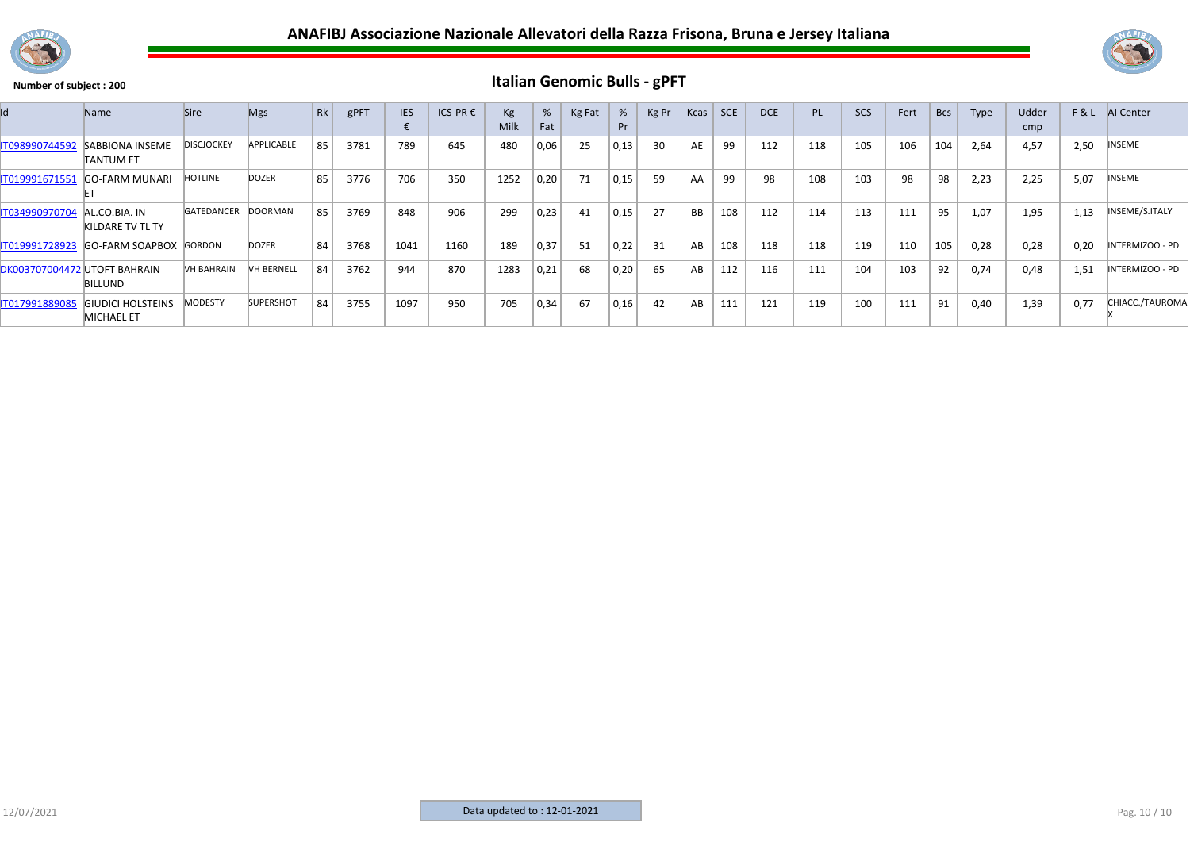# ANAFIBJ Associazione Nazionale Allevatori della Razza Frisona, Bruna e Jersey Italiana

Number of subject : 200

## Italian Genomic Bulls - gPFT

| Id | Name | Sire | Mgs | Rk | gPFT | IES € | ICS-PR € | Kg Milk | % Fat | Kg Fat | % Pr | Kg Pr | Kcas | SCE | DCE | PL | SCS | Fert | Bcs | Type | Udder cmp | F & L | AI Center |
|---|---|---|---|---|---|---|---|---|---|---|---|---|---|---|---|---|---|---|---|---|---|---|---|
| IT098990744592 | SABBIONA INSEME TANTUM ET | DISCJOCKEY | APPLICABLE | 85 | 3781 | 789 | 645 | 480 | 0,06 | 25 | 0,13 | 30 | AE | 99 | 112 | 118 | 105 | 106 | 104 | 2,64 | 4,57 | 2,50 | INSEME |
| IT019991671551 | GO-FARM MUNARI ET | HOTLINE | DOZER | 85 | 3776 | 706 | 350 | 1252 | 0,20 | 71 | 0,15 | 59 | AA | 99 | 98 | 108 | 103 | 98 | 98 | 2,23 | 2,25 | 5,07 | INSEME |
| IT034990970704 | AL.CO.BIA. IN KILDARE TV TL TY | GATEDANCER | DOORMAN | 85 | 3769 | 848 | 906 | 299 | 0,23 | 41 | 0,15 | 27 | BB | 108 | 112 | 114 | 113 | 111 | 95 | 1,07 | 1,95 | 1,13 | INSEME/S.ITALY |
| IT019991728923 | GO-FARM SOAPBOX | GORDON | DOZER | 84 | 3768 | 1041 | 1160 | 189 | 0,37 | 51 | 0,22 | 31 | AB | 108 | 118 | 118 | 119 | 110 | 105 | 0,28 | 0,28 | 0,20 | INTERMIZOO - PD |
| DK003707004472 | UTOFT BAHRAIN BILLUND | VH BAHRAIN | VH BERNELL | 84 | 3762 | 944 | 870 | 1283 | 0,21 | 68 | 0,20 | 65 | AB | 112 | 116 | 111 | 104 | 103 | 92 | 0,74 | 0,48 | 1,51 | INTERMIZOO - PD |
| IT017991889085 | GIUDICI HOLSTEINS MICHAEL ET | MODESTY | SUPERSHOT | 84 | 3755 | 1097 | 950 | 705 | 0,34 | 67 | 0,16 | 42 | AB | 111 | 121 | 119 | 100 | 111 | 91 | 0,40 | 1,39 | 0,77 | CHIACC./TAUROMAX |

12/07/2021

Data updated to : 12-01-2021